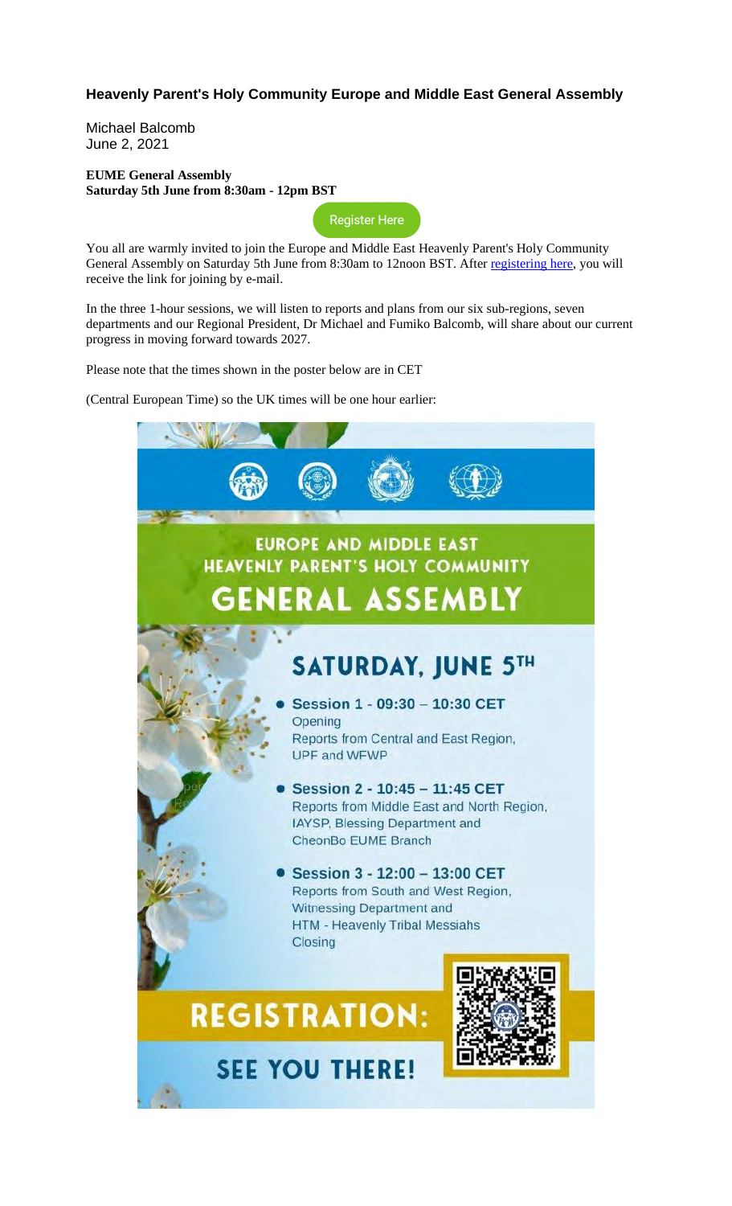## Heavenly Parent's Holy Community Europe and Middle East General Assembly

Michael Balcomb
June 2, 2021

**EUME General Assembly**
**Saturday 5th June from 8:30am - 12pm BST**

Register Here

You all are warmly invited to join the Europe and Middle East Heavenly Parent's Holy Community General Assembly on Saturday 5th June from 8:30am to 12noon BST. After registering here, you will receive the link for joining by e-mail.

In the three 1-hour sessions, we will listen to reports and plans from our six sub-regions, seven departments and our Regional President, Dr Michael and Fumiko Balcomb, will share about our current progress in moving forward towards 2027.

Please note that the times shown in the poster below are in CET

(Central European Time) so the UK times will be one hour earlier:

**EUROPE AND MIDDLE EAST HEAVENLY PARENT'S HOLY COMMUNITY**

**GENERAL ASSEMBLY**

**SATURDAY, JUNE 5TH**

- **Session 1 - 09:30 – 10:30 CET**
  Opening
  Reports from Central and East Region, UPF and WFWP
- **Session 2 - 10:45 – 11:45 CET**
  Reports from Middle East and North Region, IAYSP, Blessing Department and CheonBo EUME Branch
- **Session 3 - 12:00 – 13:00 CET**
  Reports from South and West Region, Witnessing Department and HTM - Heavenly Tribal Messiahs
  Closing

**REGISTRATION:**

**SEE YOU THERE!**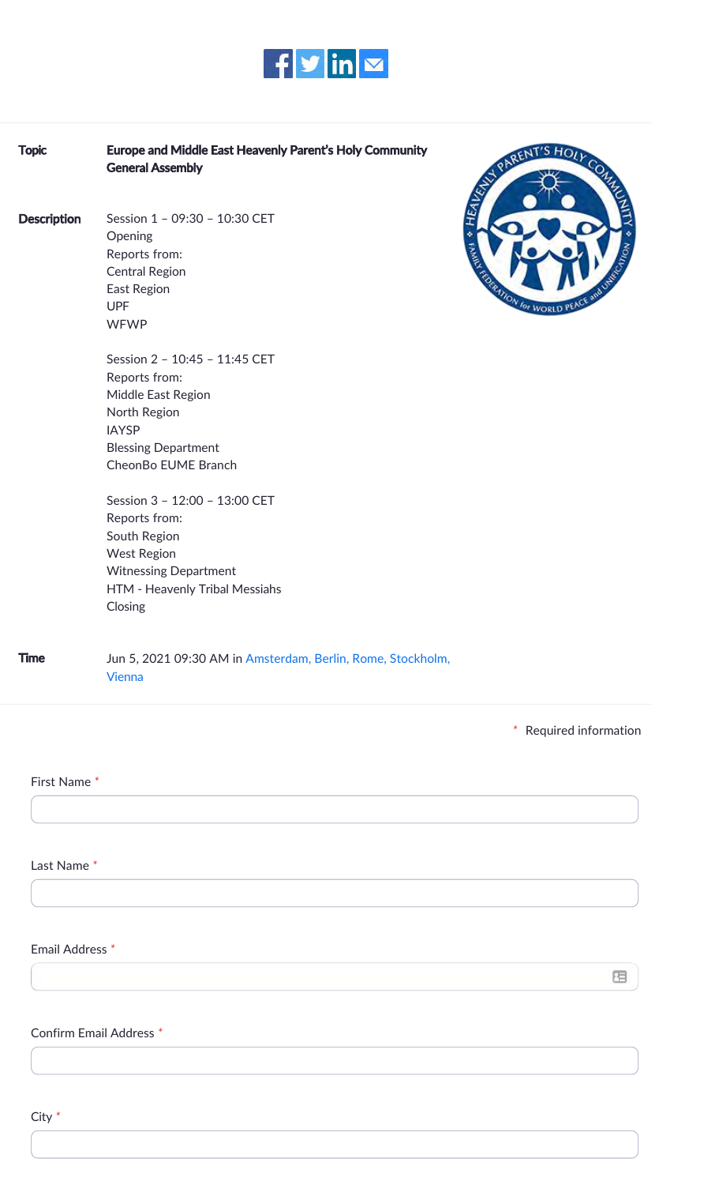| | |
|---|---|
| **Topic** | **Europe and Middle East Heavenly Parent's Holy Community General Assembly** |
| **Description** | Session 1 – 09:30 – 10:30 CET<br>Opening<br>Reports from:<br>Central Region<br>East Region<br>UPF<br>WFWP<br><br>Session 2 – 10:45 – 11:45 CET<br>Reports from:<br>Middle East Region<br>North Region<br>IAYSP<br>Blessing Department<br>CheonBo EUME Branch<br><br>Session 3 – 12:00 – 13:00 CET<br>Reports from:<br>South Region<br>West Region<br>Witnessing Department<br>HTM - Heavenly Tribal Messiahs<br>Closing |
| **Time** | Jun 5, 2021 09:30 AM in Amsterdam, Berlin, Rome, Stockholm, Vienna |

\* Required information

First Name *

Last Name *

Email Address *

Confirm Email Address *

City *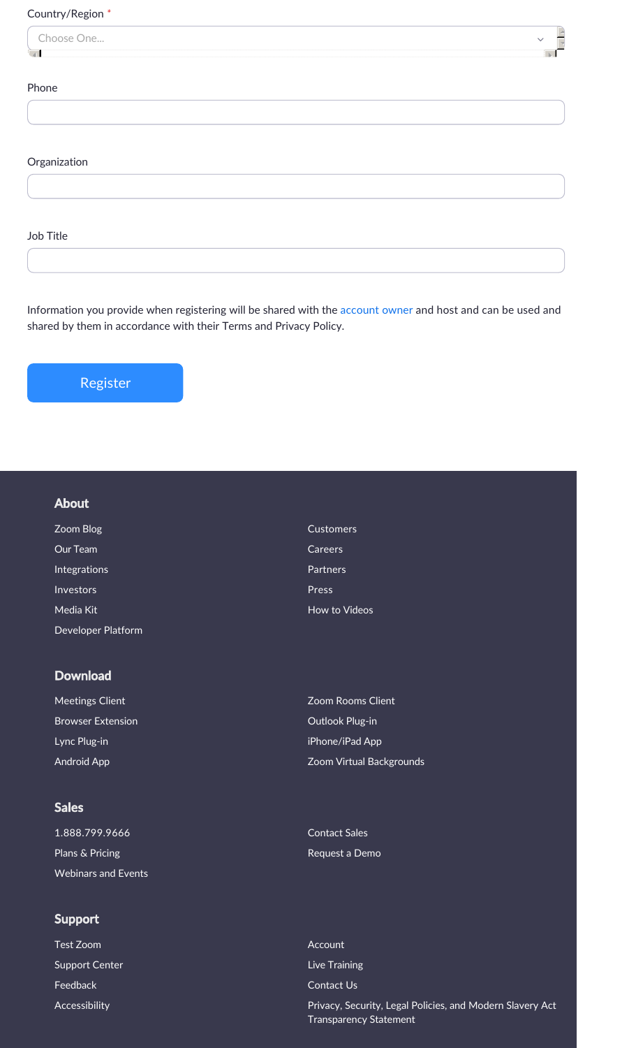Country/Region *

Choose One...

Phone

Organization

Job Title

Information you provide when registering will be shared with the account owner and host and can be used and shared by them in accordance with their Terms and Privacy Policy.

Register

## About

- Zoom Blog
- Customers
- Our Team
- Careers
- Integrations
- Partners
- Investors
- Press
- Media Kit
- How to Videos
- Developer Platform

## Download

- Meetings Client
- Zoom Rooms Client
- Browser Extension
- Outlook Plug-in
- Lync Plug-in
- iPhone/iPad App
- Android App
- Zoom Virtual Backgrounds

## Sales

- 1.888.799.9666
- Contact Sales
- Plans & Pricing
- Request a Demo
- Webinars and Events

## Support

- Test Zoom
- Account
- Support Center
- Live Training
- Feedback
- Contact Us
- Accessibility
- Privacy, Security, Legal Policies, and Modern Slavery Act Transparency Statement